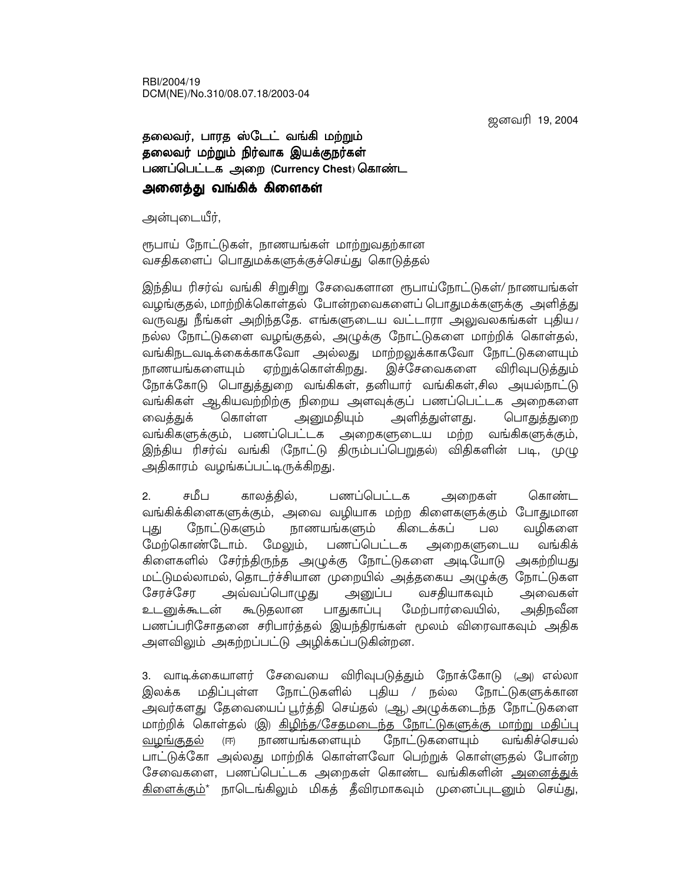RBI/2004/19
DCM(NE)/No.310/08.07.18/2003-04

ஜனவரி 19, 2004

**தலைவர், பாரத ஸ்டேட் வங்கி மற்றும்**
**தலைவர் மற்றும் நிர்வாக இயக்குநர்கள்**
**பணப்பெட்டக அறை (Currency Chest) கொண்ட**
**அனைத்து வங்கிக் கிளைகள்**

அன்புடையீர்,

ரூபாய் நோட்டுகள், நாணயங்கள் மாற்றுவதற்கான வசதிகளைப் பொதுமக்களுக்குச்செய்து கொடுத்தல்

இந்திய ரிசர்வ் வங்கி சிறுசிறு சேவைகளான ரூபாய்நோட்டுகள்/ நாணயங்கள் வழங்குதல், மாற்றிக்கொள்தல் போன்றவைகளைப் பொதுமக்களுக்கு அளித்து வருவது நீங்கள் அறிந்ததே. எங்களுடைய வட்டாரா அலுவலகங்கள் புதிய / நல்ல நோட்டுகளை வழங்குதல், அழுக்கு நோட்டுகளை மாற்றிக் கொள்தல், வங்கிநடவடிக்கைக்காகவோ அல்லது மாற்றலுக்காகவோ நோட்டுகளையும் நாணயங்களையும் ஏற்றுக்கொள்கிறது. இச்சேவைகளை விரிவுபடுத்தும் நோக்கோடு பொதுத்துறை வங்கிகள், தனியார் வங்கிகள்,சில அயல்நாட்டு வங்கிகள் ஆகியவற்றிற்கு நிறைய அளவுக்குப் பணப்பெட்டக அறைகளை வைத்துக் கொள்ள அனுமதியும் அளித்துள்ளது. பொதுத்துறை வங்கிகளுக்கும், பணப்பெட்டக அறைகளுடைய மற்ற வங்கிகளுக்கும், இந்திய ரிசர்வ் வங்கி (நோட்டு திரும்பப்பெறுதல்) விதிகளின் படி, முழு அதிகாரம் வழங்கப்பட்டிருக்கிறது.

2. சமீப காலத்தில், பணப்பெட்டக அறைகள் கொண்ட வங்கிக்கிளைகளுக்கும், அவை வழியாக மற்ற கிளைகளுக்கும் போதுமான புது நோட்டுகளும் நாணயங்களும் கிடைக்கப் பல வழிகளை மேற்கொண்டோம். மேலும், பணப்பெட்டக அறைகளுடைய வங்கிக் கிளைகளில் சேர்ந்திருந்த அழுக்கு நோட்டுகளை அடியோடு அகற்றியது மட்டுமல்லாமல், தொடர்ச்சியான முறையில் அத்தகைய அழுக்கு நோட்டுகள சேரச்சேர அவ்வப்பொழுது அனுப்ப வசதியாகவும் அவைகள் உடனுக்கூடன் கூடுதலான பாதுகாப்பு மேற்பார்வையில், அதிநவீன பணப்பரிசோதனை சரிபார்த்தல் இயந்திரங்கள் மூலம் விரைவாகவும் அதிக அளவிலும் அகற்றப்பட்டு அழிக்கப்படுகின்றன.

3. வாடிக்கையாளர் சேவையை விரிவுபடுத்தும் நோக்கோடு (அ) எல்லா இலக்க மதிப்புள்ள நோட்டுகளில் புதிய / நல்ல நோட்டுகளுக்கான அவர்களது தேவையைப் பூர்த்தி செய்தல் (ஆ) அழுக்கடைந்த நோட்டுகளை மாற்றிக் கொள்தல் (இ) <u>கிழிந்த/சேதமடைந்த நோட்டுகளுக்கு மாற்று மதிப்பு வழங்குதல்</u> (ஈ) நாணயங்களையும் நோட்டுகளையும் வங்கிச்செயல் பாட்டுக்கோ அல்லது மாற்றிக் கொள்ளவோ பெற்றுக் கொள்ளுதல் போன்ற சேவைகளை, பணப்பெட்டக அறைகள் கொண்ட வங்கிகளின் <u>அனைத்துக் கிளைக்கும்</u>* நாடெங்கிலும் மிகத் தீவிரமாகவும் முனைப்புடனும் செய்து,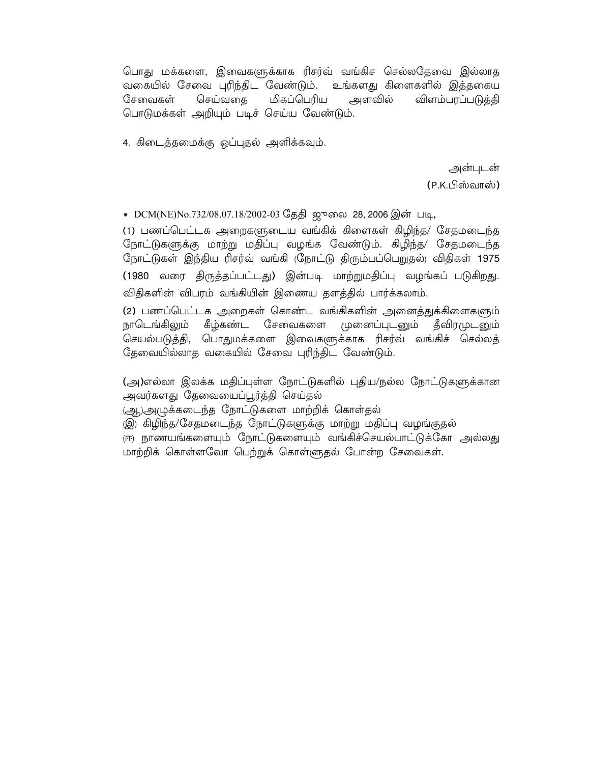பொது மக்களை, இவைகளுக்காக ரிசர்வ் வங்கிச செல்லதேவை இல்லாத வகையில் சேவை புரிந்திட வேண்டும். உங்களது கிளைகளில் இத்தகைய சேவைகள் செய்வதை மிகப்பெரிய அளவில் விளம்பரப்படுத்தி பொதுமக்கள் அறியும் படிச் செய்ய வேண்டும்.

4. கிடைத்தமைக்கு ஒப்புதல் அளிக்கவும்.

அன்புடன்
(P.K.பிஸ்வாஸ்)

* DCM(NE)No.732/08.07.18/2002-03 தேதி ஜுலை 28, 2006 இன் படி,

(1) பணப்பெட்டக அறைகளுடைய வங்கிக் கிளைகள் கிழிந்த/ சேதமடைந்த நோட்டுகளுக்கு மாற்று மதிப்பு வழங்க வேண்டும். கிழிந்த/ சேதமடைந்த நோட்டுகள் இந்திய ரிசர்வ் வங்கி (நோட்டு திரும்பப்பெறுதல்) விதிகள் 1975 (1980 வரை திருத்தப்பட்டது) இன்படி மாற்றுமதிப்பு வழங்கப் படுகிறது. விதிகளின் விபரம் வங்கியின் இணைய தளத்தில் பார்க்கலாம்.

(2) பணப்பெட்டக அறைகள் கொண்ட வங்கிகளின் அனைத்துக்கிளைகளும் நாடெங்கிலும் கீழ்கண்ட சேவைகளை முனைப்புடனும் தீவிரமுடனும் செயல்படுத்தி, பொதுமக்களை இவைகளுக்காக ரிசர்வ் வங்கிச் செல்லத் தேவையில்லாத வகையில் சேவை புரிந்திட வேண்டும்.

(அ)எல்லா இலக்க மதிப்புள்ள நோட்டுகளில் புதிய/நல்ல நோட்டுகளுக்கான அவர்களது தேவையைப்பூர்த்தி செய்தல்
(ஆ)அழுக்கடைந்த நோட்டுகளை மாற்றிக் கொள்தல்
(இ) கிழிந்த/சேதமடைந்த நோட்டுகளுக்கு மாற்று மதிப்பு வழங்குதல்
(ஈ) நாணயங்களையும் நோட்டுகளையும் வங்கிச்செயல்பாட்டுக்கோ அல்லது மாற்றிக் கொள்ளவோ பெற்றுக் கொள்ளுதல் போன்ற சேவைகள்.